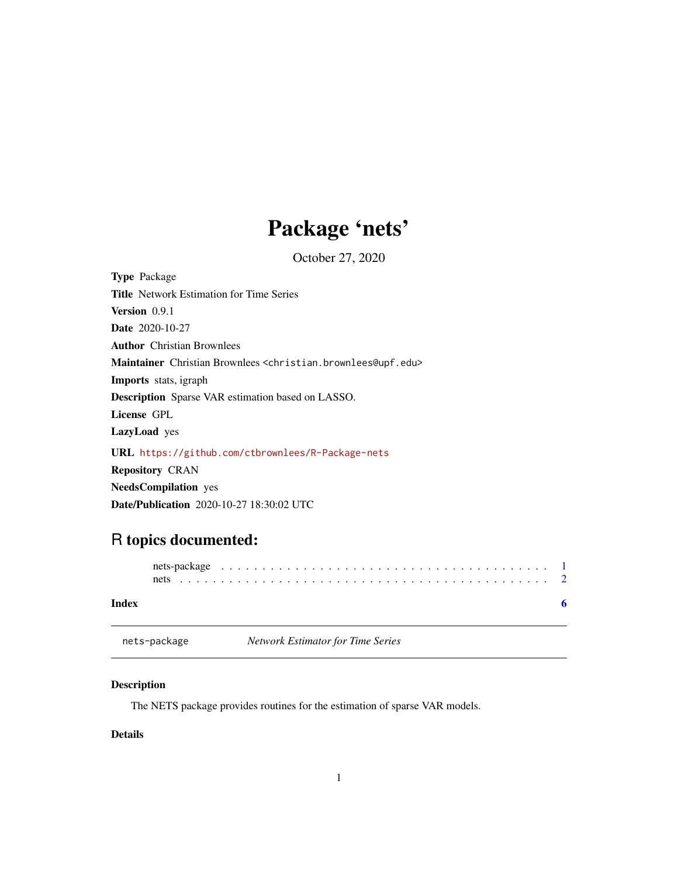# Package 'nets'

October 27, 2020

**Type** Package

**Title** Network Estimation for Time Series

**Version** 0.9.1

**Date** 2020-10-27

**Author** Christian Brownlees

**Maintainer** Christian Brownlees <christian.brownlees@upf.edu>

**Imports** stats, igraph

**Description** Sparse VAR estimation based on LASSO.

**License** GPL

**LazyLoad** yes

**URL** https://github.com/ctbrownlees/R-Package-nets

**Repository** CRAN

**NeedsCompilation** yes

**Date/Publication** 2020-10-27 18:30:02 UTC

## R topics documented:

nets-package . . . . . . . . . . . . . . . . . . . . . . . . . . . . . . . . . . . . . . 1
nets . . . . . . . . . . . . . . . . . . . . . . . . . . . . . . . . . . . . . . . . . . 2

**Index** **6**

---

`nets-package` *Network Estimator for Time Series*

---

### Description

The NETS package provides routines for the estimation of sparse VAR models.

### Details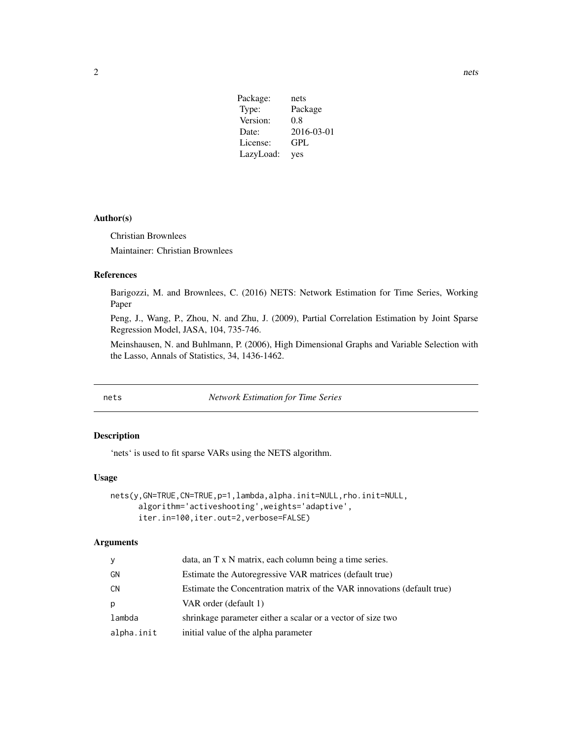| | |
|---|---|
| Package: | nets |
| Type: | Package |
| Version: | 0.8 |
| Date: | 2016-03-01 |
| License: | GPL |
| LazyLoad: | yes |

### Author(s)

Christian Brownlees

Maintainer: Christian Brownlees

### References

Barigozzi, M. and Brownlees, C. (2016) NETS: Network Estimation for Time Series, Working Paper

Peng, J., Wang, P., Zhou, N. and Zhu, J. (2009), Partial Correlation Estimation by Joint Sparse Regression Model, JASA, 104, 735-746.

Meinshausen, N. and Buhlmann, P. (2006), High Dimensional Graphs and Variable Selection with the Lasso, Annals of Statistics, 34, 1436-1462.

## nets — *Network Estimation for Time Series*

### Description

'nets' is used to fit sparse VARs using the NETS algorithm.

### Usage

```
nets(y,GN=TRUE,CN=TRUE,p=1,lambda,alpha.init=NULL,rho.init=NULL,
      algorithm='activeshooting',weights='adaptive',
      iter.in=100,iter.out=2,verbose=FALSE)
```

### Arguments

| | |
|---|---|
| y | data, an T x N matrix, each column being a time series. |
| GN | Estimate the Autoregressive VAR matrices (default true) |
| CN | Estimate the Concentration matrix of the VAR innovations (default true) |
| p | VAR order (default 1) |
| lambda | shrinkage parameter either a scalar or a vector of size two |
| alpha.init | initial value of the alpha parameter |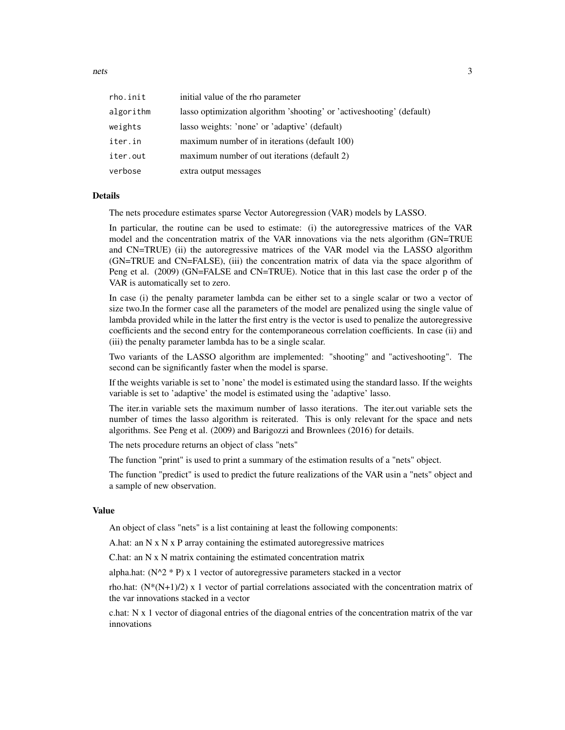| | |
|---|---|
| `rho.init` | initial value of the rho parameter |
| `algorithm` | lasso optimization algorithm 'shooting' or 'activeshooting' (default) |
| `weights` | lasso weights: 'none' or 'adaptive' (default) |
| `iter.in` | maximum number of in iterations (default 100) |
| `iter.out` | maximum number of out iterations (default 2) |
| `verbose` | extra output messages |

### Details

The nets procedure estimates sparse Vector Autoregression (VAR) models by LASSO.

In particular, the routine can be used to estimate: (i) the autoregressive matrices of the VAR model and the concentration matrix of the VAR innovations via the nets algorithm (GN=TRUE and CN=TRUE) (ii) the autoregressive matrices of the VAR model via the LASSO algorithm (GN=TRUE and CN=FALSE), (iii) the concentration matrix of data via the space algorithm of Peng et al. (2009) (GN=FALSE and CN=TRUE). Notice that in this last case the order p of the VAR is automatically set to zero.

In case (i) the penalty parameter lambda can be either set to a single scalar or two a vector of size two.In the former case all the parameters of the model are penalized using the single value of lambda provided while in the latter the first entry is the vector is used to penalize the autoregressive coefficients and the second entry for the contemporaneous correlation coefficients. In case (ii) and (iii) the penalty parameter lambda has to be a single scalar.

Two variants of the LASSO algorithm are implemented: "shooting" and "activeshooting". The second can be significantly faster when the model is sparse.

If the weights variable is set to 'none' the model is estimated using the standard lasso. If the weights variable is set to 'adaptive' the model is estimated using the 'adaptive' lasso.

The iter.in variable sets the maximum number of lasso iterations. The iter.out variable sets the number of times the lasso algorithm is reiterated. This is only relevant for the space and nets algorithms. See Peng et al. (2009) and Barigozzi and Brownlees (2016) for details.

The nets procedure returns an object of class "nets"

The function "print" is used to print a summary of the estimation results of a "nets" object.

The function "predict" is used to predict the future realizations of the VAR usin a "nets" object and a sample of new observation.

### Value

An object of class "nets" is a list containing at least the following components:

A.hat: an N x N x P array containing the estimated autoregressive matrices

C.hat: an N x N matrix containing the estimated concentration matrix

alpha.hat: (N^2 * P) x 1 vector of autoregressive parameters stacked in a vector

rho.hat: (N*(N+1)/2) x 1 vector of partial correlations associated with the concentration matrix of the var innovations stacked in a vector

c.hat: N x 1 vector of diagonal entries of the diagonal entries of the concentration matrix of the var innovations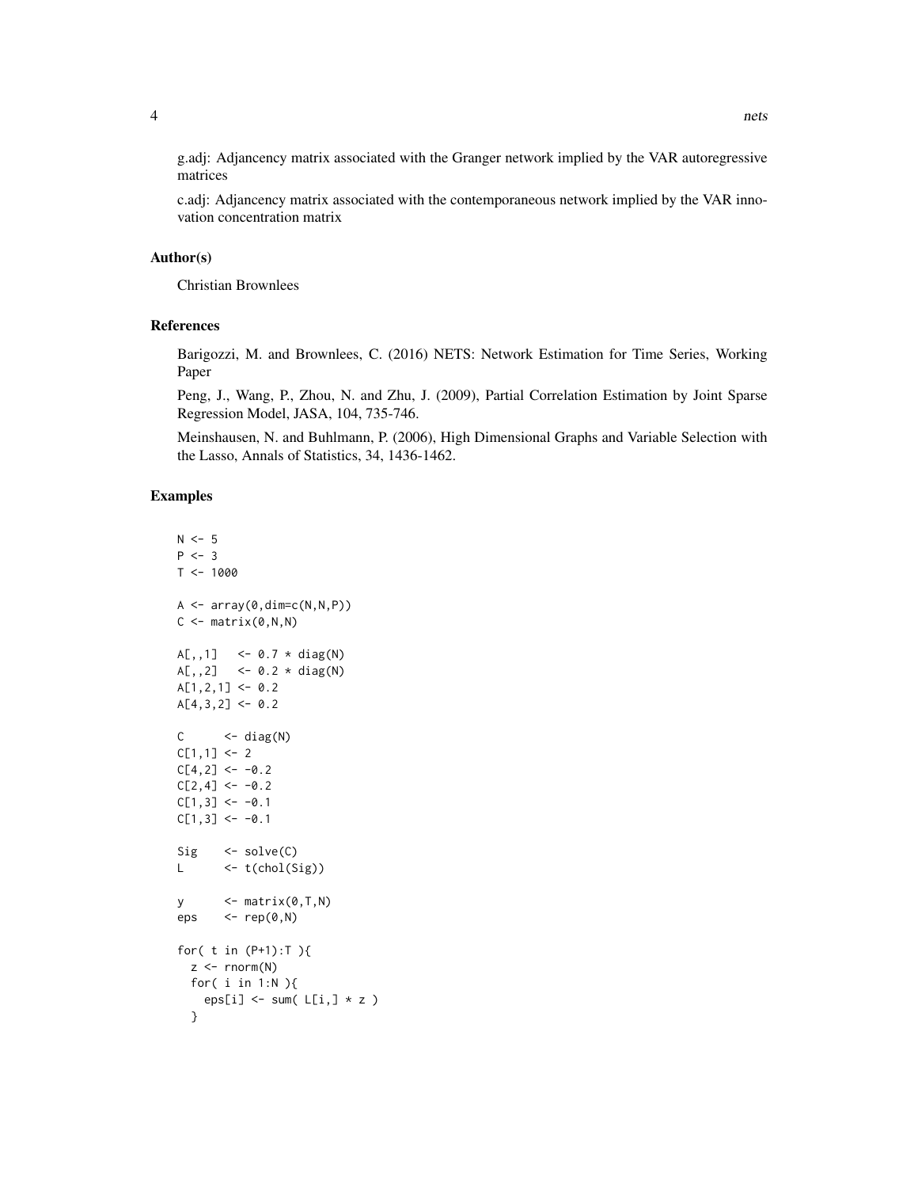g.adj: Adjancency matrix associated with the Granger network implied by the VAR autoregressive matrices

c.adj: Adjancency matrix associated with the contemporaneous network implied by the VAR innovation concentration matrix

### Author(s)

Christian Brownlees

### References

Barigozzi, M. and Brownlees, C. (2016) NETS: Network Estimation for Time Series, Working Paper

Peng, J., Wang, P., Zhou, N. and Zhu, J. (2009), Partial Correlation Estimation by Joint Sparse Regression Model, JASA, 104, 735-746.

Meinshausen, N. and Buhlmann, P. (2006), High Dimensional Graphs and Variable Selection with the Lasso, Annals of Statistics, 34, 1436-1462.

### Examples

```
N <- 5
P <- 3
T <- 1000

A <- array(0,dim=c(N,N,P))
C <- matrix(0,N,N)

A[,,1]   <- 0.7 * diag(N)
A[,,2]   <- 0.2 * diag(N)
A[1,2,1] <- 0.2
A[4,3,2] <- 0.2

C      <- diag(N)
C[1,1] <- 2
C[4,2] <- -0.2
C[2,4] <- -0.2
C[1,3] <- -0.1
C[1,3] <- -0.1

Sig    <- solve(C)
L      <- t(chol(Sig))

y      <- matrix(0,T,N)
eps    <- rep(0,N)

for( t in (P+1):T ){
  z <- rnorm(N)
  for( i in 1:N ){
    eps[i] <- sum( L[i,] * z )
  }
```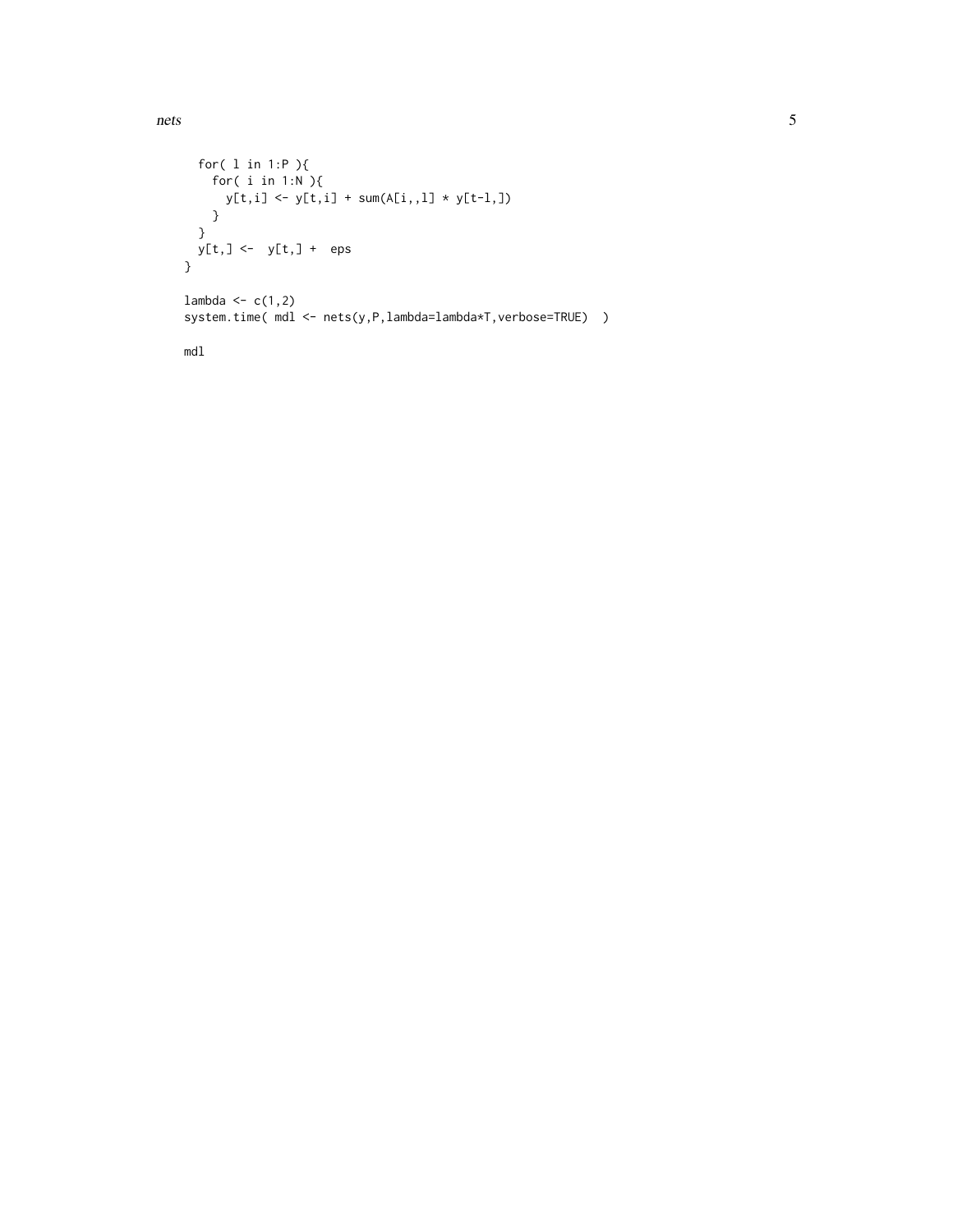```
  for( l in 1:P ){
    for( i in 1:N ){
      y[t,i] <- y[t,i] + sum(A[i,,l] * y[t-l,])
    }
  }
  y[t,] <-  y[t,] +  eps
}

lambda <- c(1,2)
system.time( mdl <- nets(y,P,lambda=lambda*T,verbose=TRUE)  )

mdl
```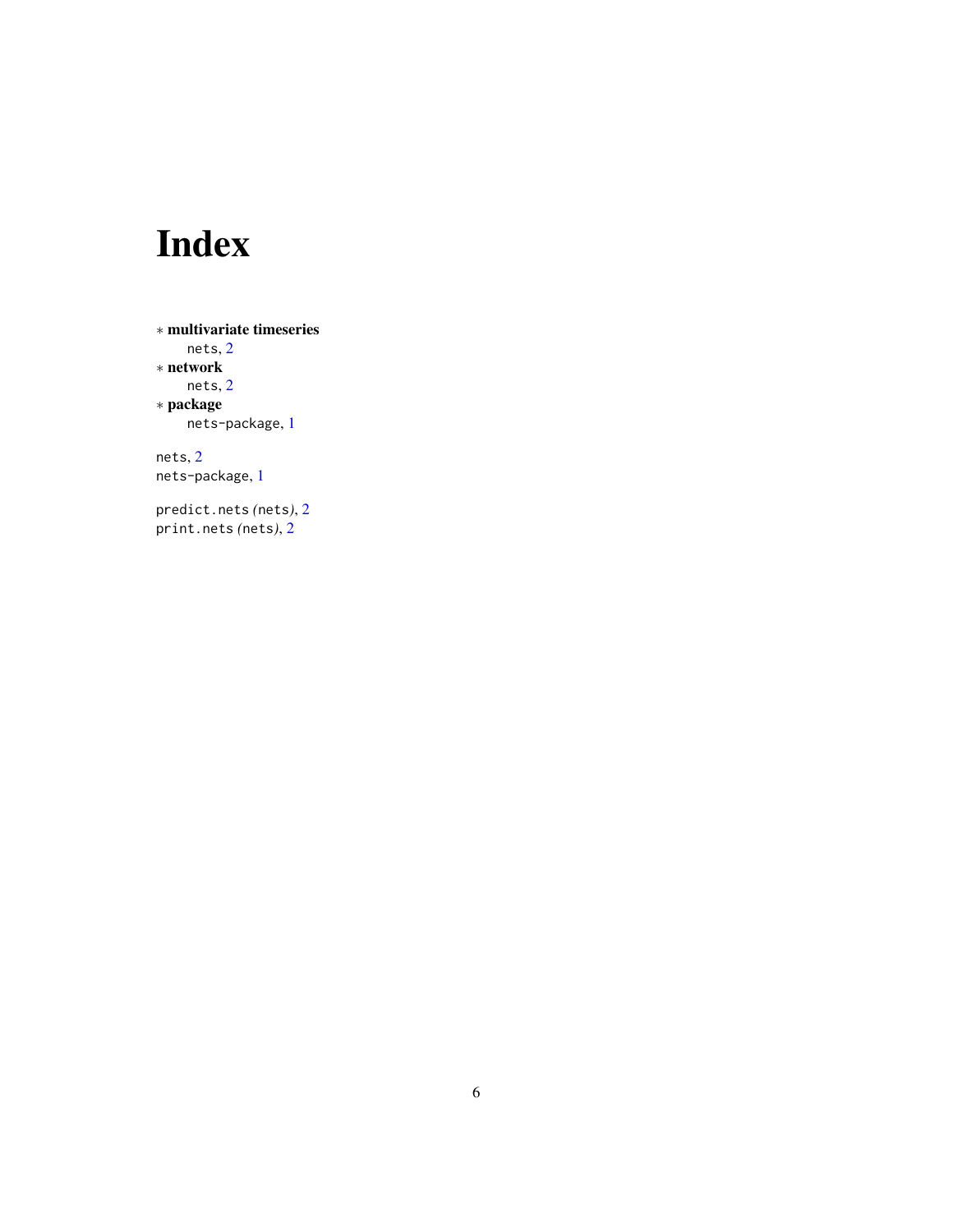# Index

∗ **multivariate timeseries**
  nets, 2
∗ **network**
  nets, 2
∗ **package**
  nets-package, 1

nets, 2
nets-package, 1

predict.nets *(nets)*, 2
print.nets *(nets)*, 2